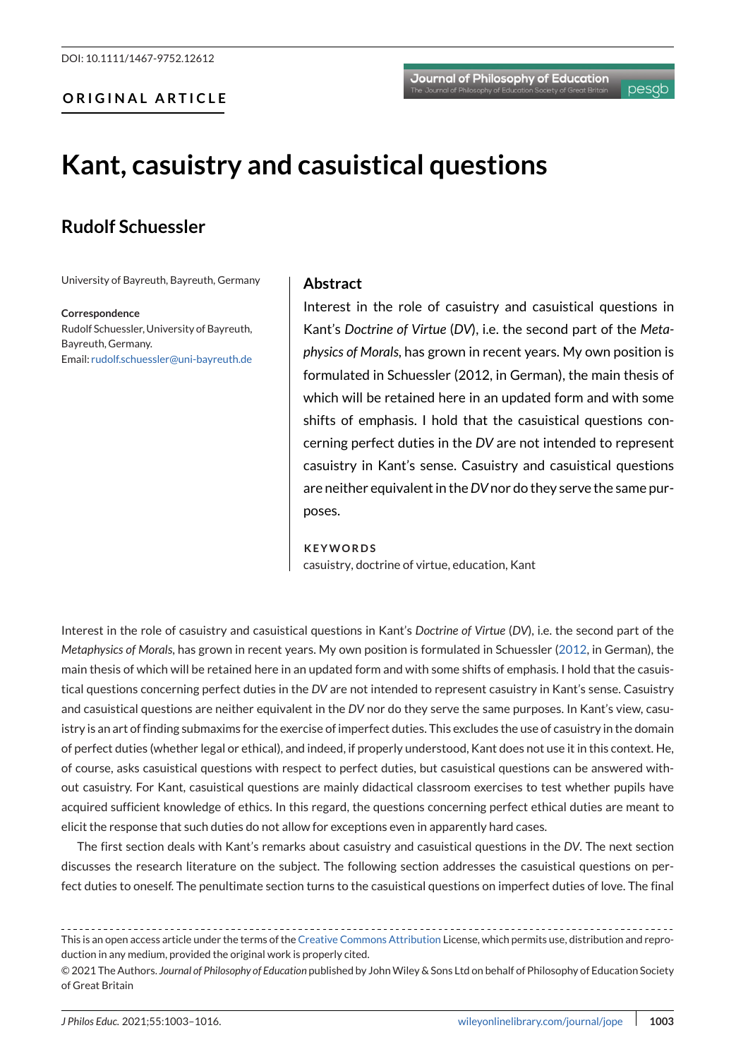ORIGINAL ARTICLE

# Kant, casuistry and casuistical questions

## Rudolf Schuessler

University of Bayreuth, Bayreuth, Germany

**Correspondence**
Rudolf Schuessler, University of Bayreuth, Bayreuth, Germany.
Email: rudolf.schuessler@uni-bayreuth.de

## Abstract

Interest in the role of casuistry and casuistical questions in Kant's *Doctrine of Virtue* (*DV*), i.e. the second part of the *Metaphysics of Morals*, has grown in recent years. My own position is formulated in Schuessler (2012, in German), the main thesis of which will be retained here in an updated form and with some shifts of emphasis. I hold that the casuistical questions concerning perfect duties in the *DV* are not intended to represent casuistry in Kant's sense. Casuistry and casuistical questions are neither equivalent in the *DV* nor do they serve the same purposes.

**KEYWORDS**
casuistry, doctrine of virtue, education, Kant

Interest in the role of casuistry and casuistical questions in Kant's *Doctrine of Virtue* (*DV*), i.e. the second part of the *Metaphysics of Morals*, has grown in recent years. My own position is formulated in Schuessler (2012, in German), the main thesis of which will be retained here in an updated form and with some shifts of emphasis. I hold that the casuistical questions concerning perfect duties in the *DV* are not intended to represent casuistry in Kant's sense. Casuistry and casuistical questions are neither equivalent in the *DV* nor do they serve the same purposes. In Kant's view, casuistry is an art of finding submaxims for the exercise of imperfect duties. This excludes the use of casuistry in the domain of perfect duties (whether legal or ethical), and indeed, if properly understood, Kant does not use it in this context. He, of course, asks casuistical questions with respect to perfect duties, but casuistical questions can be answered without casuistry. For Kant, casuistical questions are mainly didactical classroom exercises to test whether pupils have acquired sufficient knowledge of ethics. In this regard, the questions concerning perfect ethical duties are meant to elicit the response that such duties do not allow for exceptions even in apparently hard cases.

The first section deals with Kant's remarks about casuistry and casuistical questions in the *DV*. The next section discusses the research literature on the subject. The following section addresses the casuistical questions on perfect duties to oneself. The penultimate section turns to the casuistical questions on imperfect duties of love. The final

This is an open access article under the terms of the Creative Commons Attribution License, which permits use, distribution and reproduction in any medium, provided the original work is properly cited.

© 2021 The Authors. *Journal of Philosophy of Education* published by John Wiley & Sons Ltd on behalf of Philosophy of Education Society of Great Britain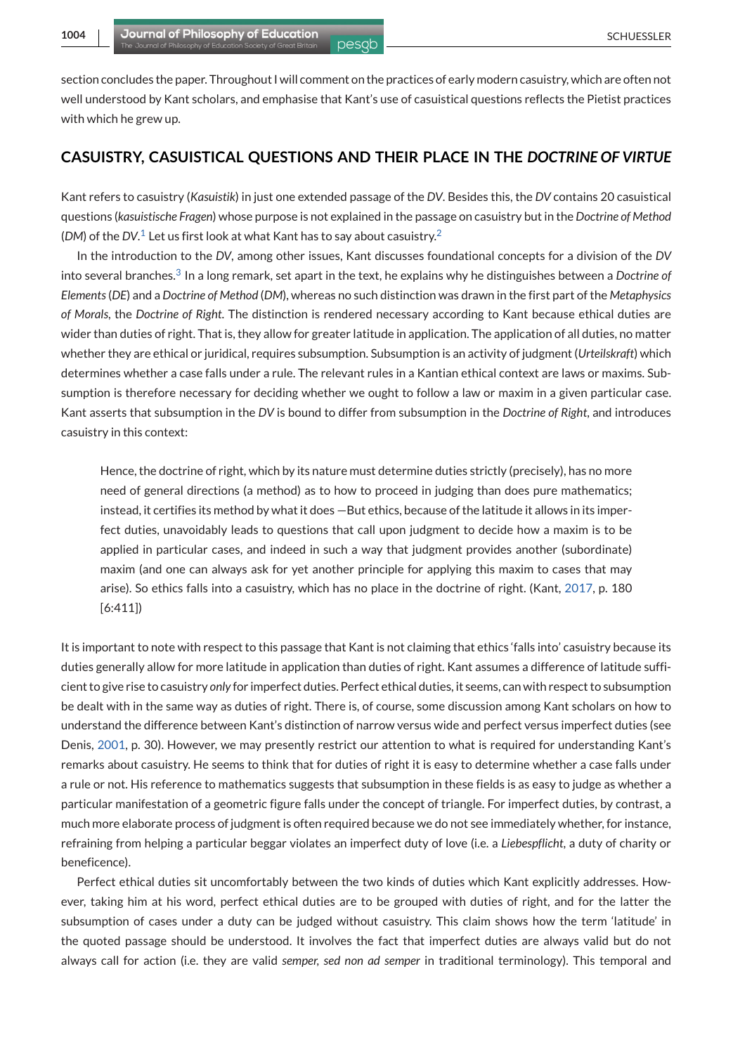section concludes the paper. Throughout I will comment on the practices of early modern casuistry, which are often not well understood by Kant scholars, and emphasise that Kant's use of casuistical questions reflects the Pietist practices with which he grew up.

## CASUISTRY, CASUISTICAL QUESTIONS AND THEIR PLACE IN THE *DOCTRINE OF VIRTUE*

Kant refers to casuistry (*Kasuistik*) in just one extended passage of the *DV*. Besides this, the *DV* contains 20 casuistical questions (*kasuistische Fragen*) whose purpose is not explained in the passage on casuistry but in the *Doctrine of Method* (*DM*) of the *DV*.[1] Let us first look at what Kant has to say about casuistry.[2]

In the introduction to the *DV*, among other issues, Kant discusses foundational concepts for a division of the *DV* into several branches.[3] In a long remark, set apart in the text, he explains why he distinguishes between a *Doctrine of Elements* (*DE*) and a *Doctrine of Method* (*DM*), whereas no such distinction was drawn in the first part of the *Metaphysics of Morals*, the *Doctrine of Right*. The distinction is rendered necessary according to Kant because ethical duties are wider than duties of right. That is, they allow for greater latitude in application. The application of all duties, no matter whether they are ethical or juridical, requires subsumption. Subsumption is an activity of judgment (*Urteilskraft*) which determines whether a case falls under a rule. The relevant rules in a Kantian ethical context are laws or maxims. Subsumption is therefore necessary for deciding whether we ought to follow a law or maxim in a given particular case. Kant asserts that subsumption in the *DV* is bound to differ from subsumption in the *Doctrine of Right*, and introduces casuistry in this context:

> Hence, the doctrine of right, which by its nature must determine duties strictly (precisely), has no more need of general directions (a method) as to how to proceed in judging than does pure mathematics; instead, it certifies its method by what it does —But ethics, because of the latitude it allows in its imperfect duties, unavoidably leads to questions that call upon judgment to decide how a maxim is to be applied in particular cases, and indeed in such a way that judgment provides another (subordinate) maxim (and one can always ask for yet another principle for applying this maxim to cases that may arise). So ethics falls into a casuistry, which has no place in the doctrine of right. (Kant, 2017, p. 180 [6:411])

It is important to note with respect to this passage that Kant is not claiming that ethics 'falls into' casuistry because its duties generally allow for more latitude in application than duties of right. Kant assumes a difference of latitude sufficient to give rise to casuistry *only* for imperfect duties. Perfect ethical duties, it seems, can with respect to subsumption be dealt with in the same way as duties of right. There is, of course, some discussion among Kant scholars on how to understand the difference between Kant's distinction of narrow versus wide and perfect versus imperfect duties (see Denis, 2001, p. 30). However, we may presently restrict our attention to what is required for understanding Kant's remarks about casuistry. He seems to think that for duties of right it is easy to determine whether a case falls under a rule or not. His reference to mathematics suggests that subsumption in these fields is as easy to judge as whether a particular manifestation of a geometric figure falls under the concept of triangle. For imperfect duties, by contrast, a much more elaborate process of judgment is often required because we do not see immediately whether, for instance, refraining from helping a particular beggar violates an imperfect duty of love (i.e. a *Liebespflicht*, a duty of charity or beneficence).

Perfect ethical duties sit uncomfortably between the two kinds of duties which Kant explicitly addresses. However, taking him at his word, perfect ethical duties are to be grouped with duties of right, and for the latter the subsumption of cases under a duty can be judged without casuistry. This claim shows how the term 'latitude' in the quoted passage should be understood. It involves the fact that imperfect duties are always valid but do not always call for action (i.e. they are valid *semper, sed non ad semper* in traditional terminology). This temporal and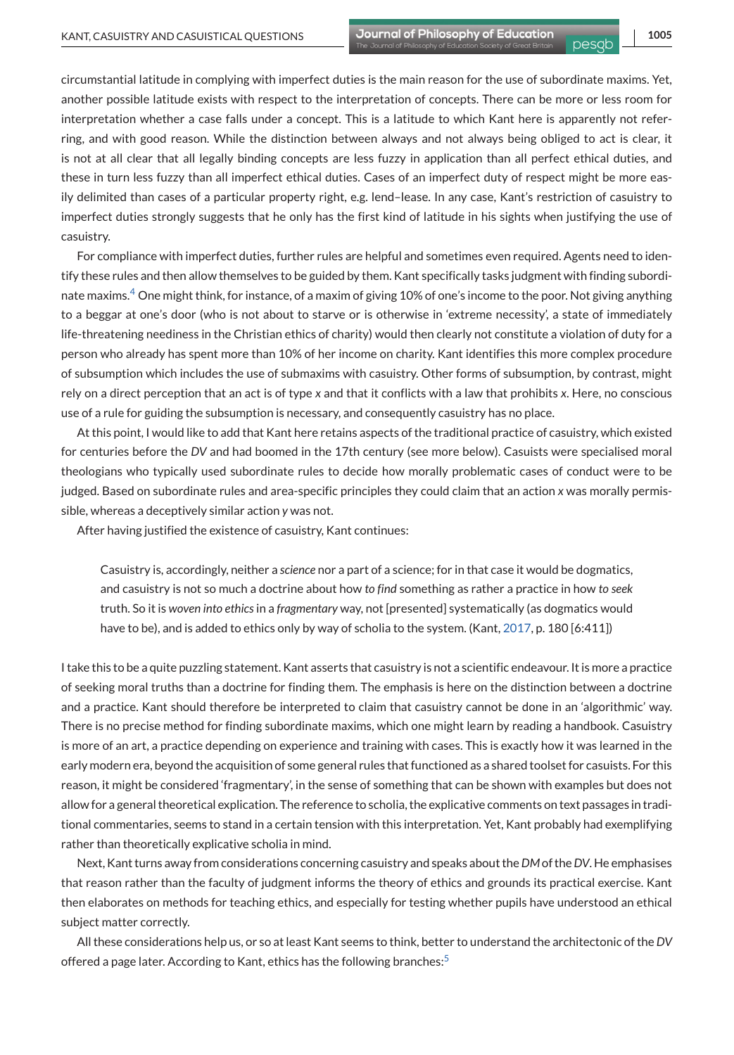circumstantial latitude in complying with imperfect duties is the main reason for the use of subordinate maxims. Yet, another possible latitude exists with respect to the interpretation of concepts. There can be more or less room for interpretation whether a case falls under a concept. This is a latitude to which Kant here is apparently not referring, and with good reason. While the distinction between always and not always being obliged to act is clear, it is not at all clear that all legally binding concepts are less fuzzy in application than all perfect ethical duties, and these in turn less fuzzy than all imperfect ethical duties. Cases of an imperfect duty of respect might be more easily delimited than cases of a particular property right, e.g. lend–lease. In any case, Kant's restriction of casuistry to imperfect duties strongly suggests that he only has the first kind of latitude in his sights when justifying the use of casuistry.

For compliance with imperfect duties, further rules are helpful and sometimes even required. Agents need to identify these rules and then allow themselves to be guided by them. Kant specifically tasks judgment with finding subordinate maxims.[4] One might think, for instance, of a maxim of giving 10% of one's income to the poor. Not giving anything to a beggar at one's door (who is not about to starve or is otherwise in 'extreme necessity', a state of immediately life-threatening neediness in the Christian ethics of charity) would then clearly not constitute a violation of duty for a person who already has spent more than 10% of her income on charity. Kant identifies this more complex procedure of subsumption which includes the use of submaxims with casuistry. Other forms of subsumption, by contrast, might rely on a direct perception that an act is of type *x* and that it conflicts with a law that prohibits *x*. Here, no conscious use of a rule for guiding the subsumption is necessary, and consequently casuistry has no place.

At this point, I would like to add that Kant here retains aspects of the traditional practice of casuistry, which existed for centuries before the *DV* and had boomed in the 17th century (see more below). Casuists were specialised moral theologians who typically used subordinate rules to decide how morally problematic cases of conduct were to be judged. Based on subordinate rules and area-specific principles they could claim that an action *x* was morally permissible, whereas a deceptively similar action *y* was not.

After having justified the existence of casuistry, Kant continues:

> Casuistry is, accordingly, neither a *science* nor a part of a science; for in that case it would be dogmatics, and casuistry is not so much a doctrine about how *to find* something as rather a practice in how *to seek* truth. So it is *woven into ethics* in a *fragmentary* way, not [presented] systematically (as dogmatics would have to be), and is added to ethics only by way of scholia to the system. (Kant, 2017, p. 180 [6:411])

I take this to be a quite puzzling statement. Kant asserts that casuistry is not a scientific endeavour. It is more a practice of seeking moral truths than a doctrine for finding them. The emphasis is here on the distinction between a doctrine and a practice. Kant should therefore be interpreted to claim that casuistry cannot be done in an 'algorithmic' way. There is no precise method for finding subordinate maxims, which one might learn by reading a handbook. Casuistry is more of an art, a practice depending on experience and training with cases. This is exactly how it was learned in the early modern era, beyond the acquisition of some general rules that functioned as a shared toolset for casuists. For this reason, it might be considered 'fragmentary', in the sense of something that can be shown with examples but does not allow for a general theoretical explication. The reference to scholia, the explicative comments on text passages in traditional commentaries, seems to stand in a certain tension with this interpretation. Yet, Kant probably had exemplifying rather than theoretically explicative scholia in mind.

Next, Kant turns away from considerations concerning casuistry and speaks about the *DM* of the *DV*. He emphasises that reason rather than the faculty of judgment informs the theory of ethics and grounds its practical exercise. Kant then elaborates on methods for teaching ethics, and especially for testing whether pupils have understood an ethical subject matter correctly.

All these considerations help us, or so at least Kant seems to think, better to understand the architectonic of the *DV* offered a page later. According to Kant, ethics has the following branches:[5]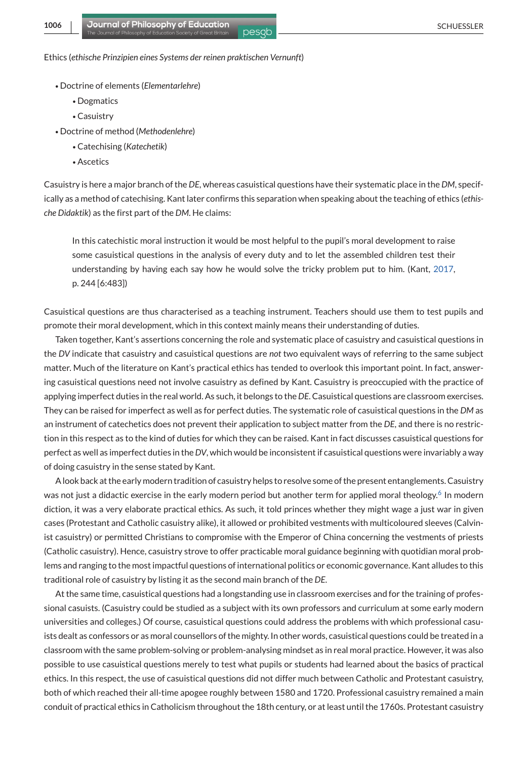Ethics (*ethische Prinzipien eines Systems der reinen praktischen Vernunft*)

- Doctrine of elements (*Elementarlehre*)
    - Dogmatics
    - Casuistry
- Doctrine of method (*Methodenlehre*)
    - Catechising (*Katechetik*)
    - Ascetics

Casuistry is here a major branch of the *DE*, whereas casuistical questions have their systematic place in the *DM*, specifically as a method of catechising. Kant later confirms this separation when speaking about the teaching of ethics (*ethische Didaktik*) as the first part of the *DM*. He claims:

> In this catechistic moral instruction it would be most helpful to the pupil's moral development to raise some casuistical questions in the analysis of every duty and to let the assembled children test their understanding by having each say how he would solve the tricky problem put to him. (Kant, 2017, p. 244 [6:483])

Casuistical questions are thus characterised as a teaching instrument. Teachers should use them to test pupils and promote their moral development, which in this context mainly means their understanding of duties.

Taken together, Kant's assertions concerning the role and systematic place of casuistry and casuistical questions in the *DV* indicate that casuistry and casuistical questions are *not* two equivalent ways of referring to the same subject matter. Much of the literature on Kant's practical ethics has tended to overlook this important point. In fact, answering casuistical questions need not involve casuistry as defined by Kant. Casuistry is preoccupied with the practice of applying imperfect duties in the real world. As such, it belongs to the *DE*. Casuistical questions are classroom exercises. They can be raised for imperfect as well as for perfect duties. The systematic role of casuistical questions in the *DM* as an instrument of catechetics does not prevent their application to subject matter from the *DE*, and there is no restriction in this respect as to the kind of duties for which they can be raised. Kant in fact discusses casuistical questions for perfect as well as imperfect duties in the *DV*, which would be inconsistent if casuistical questions were invariably a way of doing casuistry in the sense stated by Kant.

A look back at the early modern tradition of casuistry helps to resolve some of the present entanglements. Casuistry was not just a didactic exercise in the early modern period but another term for applied moral theology.[6] In modern diction, it was a very elaborate practical ethics. As such, it told princes whether they might wage a just war in given cases (Protestant and Catholic casuistry alike), it allowed or prohibited vestments with multicoloured sleeves (Calvinist casuistry) or permitted Christians to compromise with the Emperor of China concerning the vestments of priests (Catholic casuistry). Hence, casuistry strove to offer practicable moral guidance beginning with quotidian moral problems and ranging to the most impactful questions of international politics or economic governance. Kant alludes to this traditional role of casuistry by listing it as the second main branch of the *DE*.

At the same time, casuistical questions had a longstanding use in classroom exercises and for the training of professional casuists. (Casuistry could be studied as a subject with its own professors and curriculum at some early modern universities and colleges.) Of course, casuistical questions could address the problems with which professional casuists dealt as confessors or as moral counsellors of the mighty. In other words, casuistical questions could be treated in a classroom with the same problem-solving or problem-analysing mindset as in real moral practice. However, it was also possible to use casuistical questions merely to test what pupils or students had learned about the basics of practical ethics. In this respect, the use of casuistical questions did not differ much between Catholic and Protestant casuistry, both of which reached their all-time apogee roughly between 1580 and 1720. Professional casuistry remained a main conduit of practical ethics in Catholicism throughout the 18th century, or at least until the 1760s. Protestant casuistry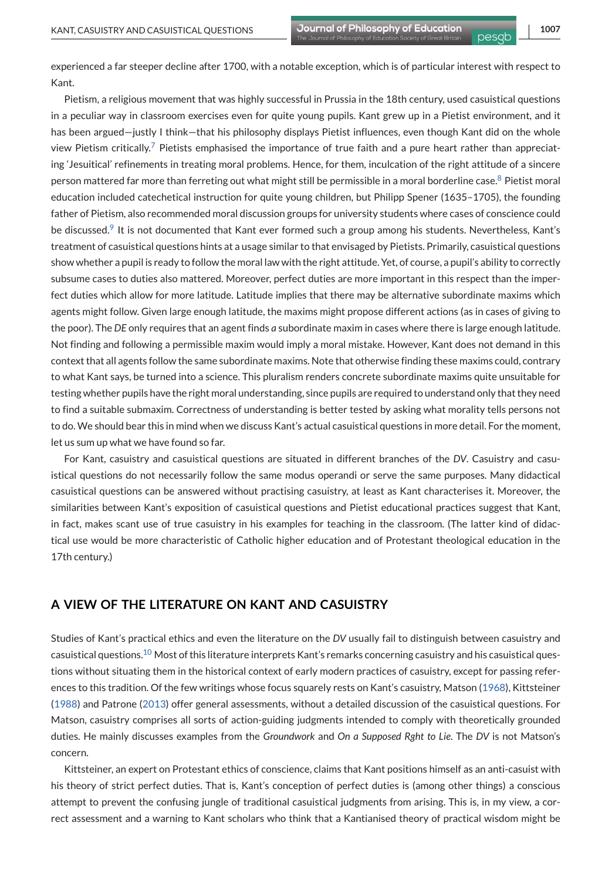experienced a far steeper decline after 1700, with a notable exception, which is of particular interest with respect to Kant.

Pietism, a religious movement that was highly successful in Prussia in the 18th century, used casuistical questions in a peculiar way in classroom exercises even for quite young pupils. Kant grew up in a Pietist environment, and it has been argued—justly I think—that his philosophy displays Pietist influences, even though Kant did on the whole view Pietism critically.[7] Pietists emphasised the importance of true faith and a pure heart rather than appreciating 'Jesuitical' refinements in treating moral problems. Hence, for them, inculcation of the right attitude of a sincere person mattered far more than ferreting out what might still be permissible in a moral borderline case.[8] Pietist moral education included catechetical instruction for quite young children, but Philipp Spener (1635–1705), the founding father of Pietism, also recommended moral discussion groups for university students where cases of conscience could be discussed.[9] It is not documented that Kant ever formed such a group among his students. Nevertheless, Kant's treatment of casuistical questions hints at a usage similar to that envisaged by Pietists. Primarily, casuistical questions show whether a pupil is ready to follow the moral law with the right attitude. Yet, of course, a pupil's ability to correctly subsume cases to duties also mattered. Moreover, perfect duties are more important in this respect than the imperfect duties which allow for more latitude. Latitude implies that there may be alternative subordinate maxims which agents might follow. Given large enough latitude, the maxims might propose different actions (as in cases of giving to the poor). The *DE* only requires that an agent finds *a* subordinate maxim in cases where there is large enough latitude. Not finding and following a permissible maxim would imply a moral mistake. However, Kant does not demand in this context that all agents follow the same subordinate maxims. Note that otherwise finding these maxims could, contrary to what Kant says, be turned into a science. This pluralism renders concrete subordinate maxims quite unsuitable for testing whether pupils have the right moral understanding, since pupils are required to understand only that they need to find a suitable submaxim. Correctness of understanding is better tested by asking what morality tells persons not to do. We should bear this in mind when we discuss Kant's actual casuistical questions in more detail. For the moment, let us sum up what we have found so far.

For Kant, casuistry and casuistical questions are situated in different branches of the *DV*. Casuistry and casuistical questions do not necessarily follow the same modus operandi or serve the same purposes. Many didactical casuistical questions can be answered without practising casuistry, at least as Kant characterises it. Moreover, the similarities between Kant's exposition of casuistical questions and Pietist educational practices suggest that Kant, in fact, makes scant use of true casuistry in his examples for teaching in the classroom. (The latter kind of didactical use would be more characteristic of Catholic higher education and of Protestant theological education in the 17th century.)

## A VIEW OF THE LITERATURE ON KANT AND CASUISTRY

Studies of Kant's practical ethics and even the literature on the *DV* usually fail to distinguish between casuistry and casuistical questions.[10] Most of this literature interprets Kant's remarks concerning casuistry and his casuistical questions without situating them in the historical context of early modern practices of casuistry, except for passing references to this tradition. Of the few writings whose focus squarely rests on Kant's casuistry, Matson (1968), Kittsteiner (1988) and Patrone (2013) offer general assessments, without a detailed discussion of the casuistical questions. For Matson, casuistry comprises all sorts of action-guiding judgments intended to comply with theoretically grounded duties. He mainly discusses examples from the *Groundwork* and *On a Supposed Rght to Lie*. The *DV* is not Matson's concern.

Kittsteiner, an expert on Protestant ethics of conscience, claims that Kant positions himself as an anti-casuist with his theory of strict perfect duties. That is, Kant's conception of perfect duties is (among other things) a conscious attempt to prevent the confusing jungle of traditional casuistical judgments from arising. This is, in my view, a correct assessment and a warning to Kant scholars who think that a Kantianised theory of practical wisdom might be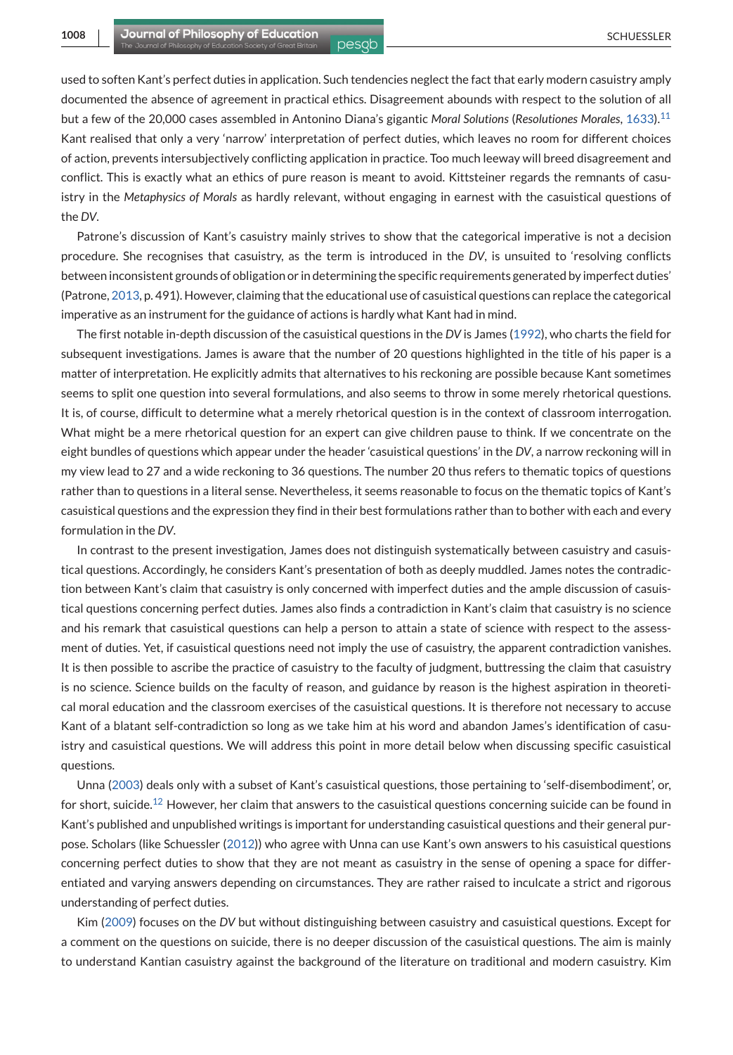used to soften Kant's perfect duties in application. Such tendencies neglect the fact that early modern casuistry amply documented the absence of agreement in practical ethics. Disagreement abounds with respect to the solution of all but a few of the 20,000 cases assembled in Antonino Diana's gigantic *Moral Solutions* (*Resolutiones Morales*, 1633).[11] Kant realised that only a very 'narrow' interpretation of perfect duties, which leaves no room for different choices of action, prevents intersubjectively conflicting application in practice. Too much leeway will breed disagreement and conflict. This is exactly what an ethics of pure reason is meant to avoid. Kittsteiner regards the remnants of casuistry in the *Metaphysics of Morals* as hardly relevant, without engaging in earnest with the casuistical questions of the *DV*.

Patrone's discussion of Kant's casuistry mainly strives to show that the categorical imperative is not a decision procedure. She recognises that casuistry, as the term is introduced in the *DV*, is unsuited to 'resolving conflicts between inconsistent grounds of obligation or in determining the specific requirements generated by imperfect duties' (Patrone, 2013, p. 491). However, claiming that the educational use of casuistical questions can replace the categorical imperative as an instrument for the guidance of actions is hardly what Kant had in mind.

The first notable in-depth discussion of the casuistical questions in the *DV* is James (1992), who charts the field for subsequent investigations. James is aware that the number of 20 questions highlighted in the title of his paper is a matter of interpretation. He explicitly admits that alternatives to his reckoning are possible because Kant sometimes seems to split one question into several formulations, and also seems to throw in some merely rhetorical questions. It is, of course, difficult to determine what a merely rhetorical question is in the context of classroom interrogation. What might be a mere rhetorical question for an expert can give children pause to think. If we concentrate on the eight bundles of questions which appear under the header 'casuistical questions' in the *DV*, a narrow reckoning will in my view lead to 27 and a wide reckoning to 36 questions. The number 20 thus refers to thematic topics of questions rather than to questions in a literal sense. Nevertheless, it seems reasonable to focus on the thematic topics of Kant's casuistical questions and the expression they find in their best formulations rather than to bother with each and every formulation in the *DV*.

In contrast to the present investigation, James does not distinguish systematically between casuistry and casuistical questions. Accordingly, he considers Kant's presentation of both as deeply muddled. James notes the contradiction between Kant's claim that casuistry is only concerned with imperfect duties and the ample discussion of casuistical questions concerning perfect duties. James also finds a contradiction in Kant's claim that casuistry is no science and his remark that casuistical questions can help a person to attain a state of science with respect to the assessment of duties. Yet, if casuistical questions need not imply the use of casuistry, the apparent contradiction vanishes. It is then possible to ascribe the practice of casuistry to the faculty of judgment, buttressing the claim that casuistry is no science. Science builds on the faculty of reason, and guidance by reason is the highest aspiration in theoretical moral education and the classroom exercises of the casuistical questions. It is therefore not necessary to accuse Kant of a blatant self-contradiction so long as we take him at his word and abandon James's identification of casuistry and casuistical questions. We will address this point in more detail below when discussing specific casuistical questions.

Unna (2003) deals only with a subset of Kant's casuistical questions, those pertaining to 'self-disembodiment', or, for short, suicide.[12] However, her claim that answers to the casuistical questions concerning suicide can be found in Kant's published and unpublished writings is important for understanding casuistical questions and their general purpose. Scholars (like Schuessler (2012)) who agree with Unna can use Kant's own answers to his casuistical questions concerning perfect duties to show that they are not meant as casuistry in the sense of opening a space for differentiated and varying answers depending on circumstances. They are rather raised to inculcate a strict and rigorous understanding of perfect duties.

Kim (2009) focuses on the *DV* but without distinguishing between casuistry and casuistical questions. Except for a comment on the questions on suicide, there is no deeper discussion of the casuistical questions. The aim is mainly to understand Kantian casuistry against the background of the literature on traditional and modern casuistry. Kim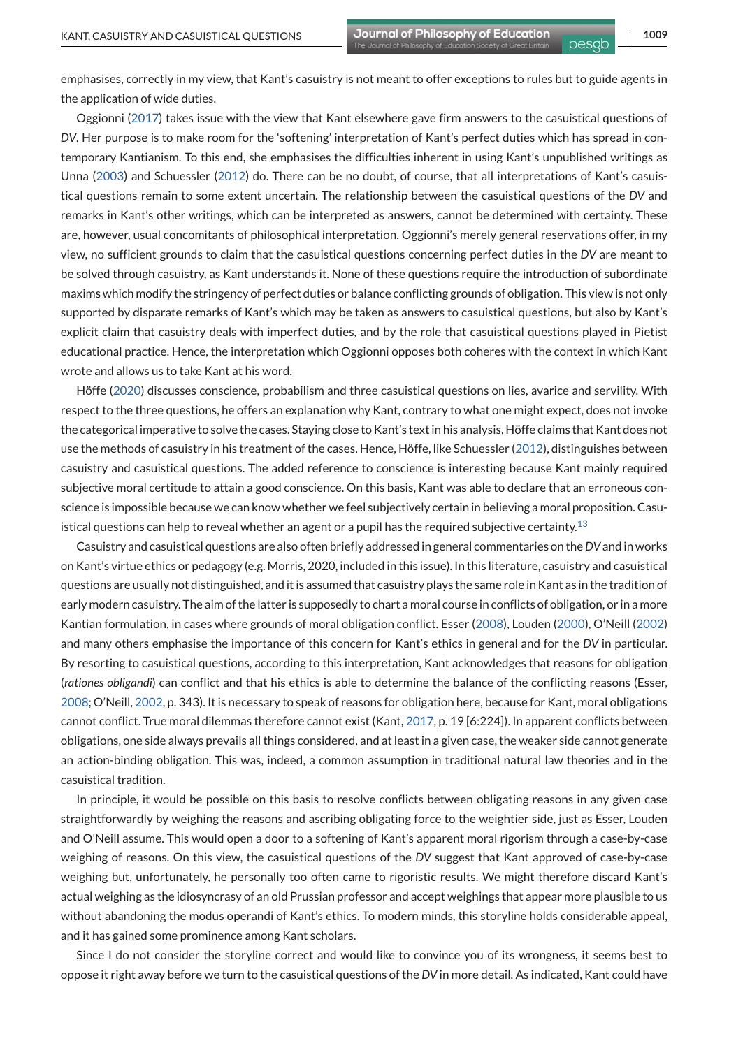emphasises, correctly in my view, that Kant's casuistry is not meant to offer exceptions to rules but to guide agents in the application of wide duties.

Oggionni (2017) takes issue with the view that Kant elsewhere gave firm answers to the casuistical questions of *DV*. Her purpose is to make room for the 'softening' interpretation of Kant's perfect duties which has spread in contemporary Kantianism. To this end, she emphasises the difficulties inherent in using Kant's unpublished writings as Unna (2003) and Schuessler (2012) do. There can be no doubt, of course, that all interpretations of Kant's casuistical questions remain to some extent uncertain. The relationship between the casuistical questions of the *DV* and remarks in Kant's other writings, which can be interpreted as answers, cannot be determined with certainty. These are, however, usual concomitants of philosophical interpretation. Oggionni's merely general reservations offer, in my view, no sufficient grounds to claim that the casuistical questions concerning perfect duties in the *DV* are meant to be solved through casuistry, as Kant understands it. None of these questions require the introduction of subordinate maxims which modify the stringency of perfect duties or balance conflicting grounds of obligation. This view is not only supported by disparate remarks of Kant's which may be taken as answers to casuistical questions, but also by Kant's explicit claim that casuistry deals with imperfect duties, and by the role that casuistical questions played in Pietist educational practice. Hence, the interpretation which Oggionni opposes both coheres with the context in which Kant wrote and allows us to take Kant at his word.

Höffe (2020) discusses conscience, probabilism and three casuistical questions on lies, avarice and servility. With respect to the three questions, he offers an explanation why Kant, contrary to what one might expect, does not invoke the categorical imperative to solve the cases. Staying close to Kant's text in his analysis, Höffe claims that Kant does not use the methods of casuistry in his treatment of the cases. Hence, Höffe, like Schuessler (2012), distinguishes between casuistry and casuistical questions. The added reference to conscience is interesting because Kant mainly required subjective moral certitude to attain a good conscience. On this basis, Kant was able to declare that an erroneous conscience is impossible because we can know whether we feel subjectively certain in believing a moral proposition. Casuistical questions can help to reveal whether an agent or a pupil has the required subjective certainty.[13]

Casuistry and casuistical questions are also often briefly addressed in general commentaries on the *DV* and in works on Kant's virtue ethics or pedagogy (e.g. Morris, 2020, included in this issue). In this literature, casuistry and casuistical questions are usually not distinguished, and it is assumed that casuistry plays the same role in Kant as in the tradition of early modern casuistry. The aim of the latter is supposedly to chart a moral course in conflicts of obligation, or in a more Kantian formulation, in cases where grounds of moral obligation conflict. Esser (2008), Louden (2000), O'Neill (2002) and many others emphasise the importance of this concern for Kant's ethics in general and for the *DV* in particular. By resorting to casuistical questions, according to this interpretation, Kant acknowledges that reasons for obligation (*rationes obligandi*) can conflict and that his ethics is able to determine the balance of the conflicting reasons (Esser, 2008; O'Neill, 2002, p. 343). It is necessary to speak of reasons for obligation here, because for Kant, moral obligations cannot conflict. True moral dilemmas therefore cannot exist (Kant, 2017, p. 19 [6:224]). In apparent conflicts between obligations, one side always prevails all things considered, and at least in a given case, the weaker side cannot generate an action-binding obligation. This was, indeed, a common assumption in traditional natural law theories and in the casuistical tradition.

In principle, it would be possible on this basis to resolve conflicts between obligating reasons in any given case straightforwardly by weighing the reasons and ascribing obligating force to the weightier side, just as Esser, Louden and O'Neill assume. This would open a door to a softening of Kant's apparent moral rigorism through a case-by-case weighing of reasons. On this view, the casuistical questions of the *DV* suggest that Kant approved of case-by-case weighing but, unfortunately, he personally too often came to rigoristic results. We might therefore discard Kant's actual weighing as the idiosyncrasy of an old Prussian professor and accept weighings that appear more plausible to us without abandoning the modus operandi of Kant's ethics. To modern minds, this storyline holds considerable appeal, and it has gained some prominence among Kant scholars.

Since I do not consider the storyline correct and would like to convince you of its wrongness, it seems best to oppose it right away before we turn to the casuistical questions of the *DV* in more detail. As indicated, Kant could have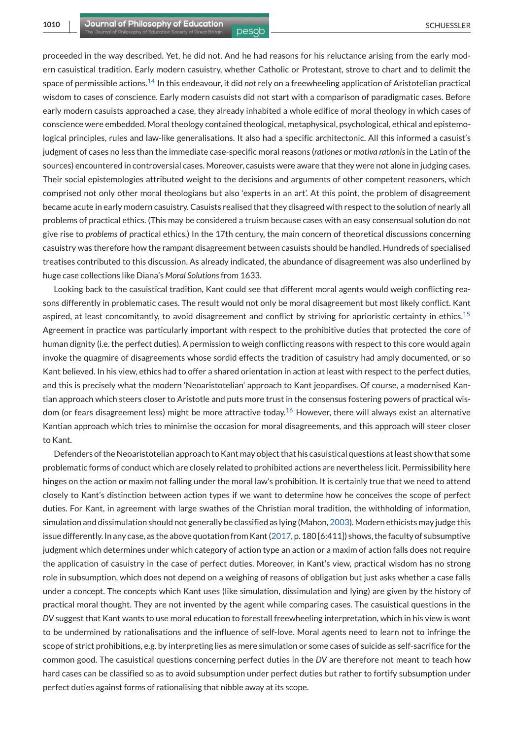proceeded in the way described. Yet, he did not. And he had reasons for his reluctance arising from the early modern casuistical tradition. Early modern casuistry, whether Catholic or Protestant, strove to chart and to delimit the space of permissible actions.[14] In this endeavour, it did *not* rely on a freewheeling application of Aristotelian practical wisdom to cases of conscience. Early modern casuists did not start with a comparison of paradigmatic cases. Before early modern casuists approached a case, they already inhabited a whole edifice of moral theology in which cases of conscience were embedded. Moral theology contained theological, metaphysical, psychological, ethical and epistemological principles, rules and law-like generalisations. It also had a specific architectonic. All this informed a casuist's judgment of cases no less than the immediate case-specific moral reasons (*rationes* or *motiva rationis* in the Latin of the sources) encountered in controversial cases. Moreover, casuists were aware that they were not alone in judging cases. Their social epistemologies attributed weight to the decisions and arguments of other competent reasoners, which comprised not only other moral theologians but also 'experts in an art'. At this point, the problem of disagreement became acute in early modern casuistry. Casuists realised that they disagreed with respect to the solution of nearly all problems of practical ethics. (This may be considered a truism because cases with an easy consensual solution do not give rise to *problems* of practical ethics.) In the 17th century, the main concern of theoretical discussions concerning casuistry was therefore how the rampant disagreement between casuists should be handled. Hundreds of specialised treatises contributed to this discussion. As already indicated, the abundance of disagreement was also underlined by huge case collections like Diana's *Moral Solutions* from 1633.

Looking back to the casuistical tradition, Kant could see that different moral agents would weigh conflicting reasons differently in problematic cases. The result would not only be moral disagreement but most likely conflict. Kant aspired, at least concomitantly, to avoid disagreement and conflict by striving for aprioristic certainty in ethics.[15] Agreement in practice was particularly important with respect to the prohibitive duties that protected the core of human dignity (i.e. the perfect duties). A permission to weigh conflicting reasons with respect to this core would again invoke the quagmire of disagreements whose sordid effects the tradition of casuistry had amply documented, or so Kant believed. In his view, ethics had to offer a shared orientation in action at least with respect to the perfect duties, and this is precisely what the modern 'Neoaristotelian' approach to Kant jeopardises. Of course, a modernised Kantian approach which steers closer to Aristotle and puts more trust in the consensus fostering powers of practical wisdom (or fears disagreement less) might be more attractive today.[16] However, there will always exist an alternative Kantian approach which tries to minimise the occasion for moral disagreements, and this approach will steer closer to Kant.

Defenders of the Neoaristotelian approach to Kant may object that his casuistical questions at least show that some problematic forms of conduct which are closely related to prohibited actions are nevertheless licit. Permissibility here hinges on the action or maxim not falling under the moral law's prohibition. It is certainly true that we need to attend closely to Kant's distinction between action types if we want to determine how he conceives the scope of perfect duties. For Kant, in agreement with large swathes of the Christian moral tradition, the withholding of information, simulation and dissimulation should not generally be classified as lying (Mahon, 2003). Modern ethicists may judge this issue differently. In any case, as the above quotation from Kant (2017, p. 180 [6:411]) shows, the faculty of subsumptive judgment which determines under which category of action type an action or a maxim of action falls does not require the application of casuistry in the case of perfect duties. Moreover, in Kant's view, practical wisdom has no strong role in subsumption, which does not depend on a weighing of reasons of obligation but just asks whether a case falls under a concept. The concepts which Kant uses (like simulation, dissimulation and lying) are given by the history of practical moral thought. They are not invented by the agent while comparing cases. The casuistical questions in the *DV* suggest that Kant wants to use moral education to forestall freewheeling interpretation, which in his view is wont to be undermined by rationalisations and the influence of self-love. Moral agents need to learn not to infringe the scope of strict prohibitions, e.g. by interpreting lies as mere simulation or some cases of suicide as self-sacrifice for the common good. The casuistical questions concerning perfect duties in the *DV* are therefore not meant to teach how hard cases can be classified so as to avoid subsumption under perfect duties but rather to fortify subsumption under perfect duties against forms of rationalising that nibble away at its scope.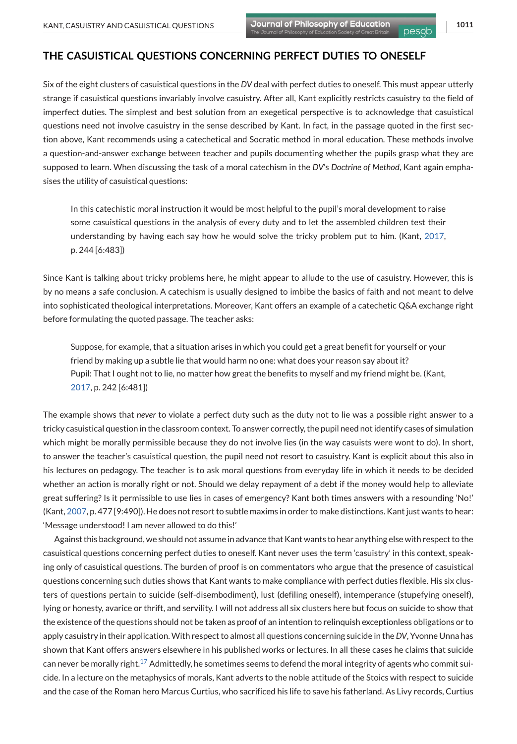## THE CASUISTICAL QUESTIONS CONCERNING PERFECT DUTIES TO ONESELF

Six of the eight clusters of casuistical questions in the *DV* deal with perfect duties to oneself. This must appear utterly strange if casuistical questions invariably involve casuistry. After all, Kant explicitly restricts casuistry to the field of imperfect duties. The simplest and best solution from an exegetical perspective is to acknowledge that casuistical questions need not involve casuistry in the sense described by Kant. In fact, in the passage quoted in the first section above, Kant recommends using a catechetical and Socratic method in moral education. These methods involve a question-and-answer exchange between teacher and pupils documenting whether the pupils grasp what they are supposed to learn. When discussing the task of a moral catechism in the *DV*'s *Doctrine of Method*, Kant again emphasises the utility of casuistical questions:

> In this catechistic moral instruction it would be most helpful to the pupil's moral development to raise some casuistical questions in the analysis of every duty and to let the assembled children test their understanding by having each say how he would solve the tricky problem put to him. (Kant, 2017, p. 244 [6:483])

Since Kant is talking about tricky problems here, he might appear to allude to the use of casuistry. However, this is by no means a safe conclusion. A catechism is usually designed to imbibe the basics of faith and not meant to delve into sophisticated theological interpretations. Moreover, Kant offers an example of a catechetic Q&A exchange right before formulating the quoted passage. The teacher asks:

> Suppose, for example, that a situation arises in which you could get a great benefit for yourself or your friend by making up a subtle lie that would harm no one: what does your reason say about it?
> Pupil: That I ought not to lie, no matter how great the benefits to myself and my friend might be. (Kant, 2017, p. 242 [6:481])

The example shows that *never* to violate a perfect duty such as the duty not to lie was a possible right answer to a tricky casuistical question in the classroom context. To answer correctly, the pupil need not identify cases of simulation which might be morally permissible because they do not involve lies (in the way casuists were wont to do). In short, to answer the teacher's casuistical question, the pupil need not resort to casuistry. Kant is explicit about this also in his lectures on pedagogy. The teacher is to ask moral questions from everyday life in which it needs to be decided whether an action is morally right or not. Should we delay repayment of a debt if the money would help to alleviate great suffering? Is it permissible to use lies in cases of emergency? Kant both times answers with a resounding 'No!' (Kant, 2007, p. 477 [9:490]). He does not resort to subtle maxims in order to make distinctions. Kant just wants to hear: 'Message understood! I am never allowed to do this!'

Against this background, we should not assume in advance that Kant wants to hear anything else with respect to the casuistical questions concerning perfect duties to oneself. Kant never uses the term 'casuistry' in this context, speaking only of casuistical questions. The burden of proof is on commentators who argue that the presence of casuistical questions concerning such duties shows that Kant wants to make compliance with perfect duties flexible. His six clusters of questions pertain to suicide (self-disembodiment), lust (defiling oneself), intemperance (stupefying oneself), lying or honesty, avarice or thrift, and servility. I will not address all six clusters here but focus on suicide to show that the existence of the questions should not be taken as proof of an intention to relinquish exceptionless obligations or to apply casuistry in their application. With respect to almost all questions concerning suicide in the *DV*, Yvonne Unna has shown that Kant offers answers elsewhere in his published works or lectures. In all these cases he claims that suicide can never be morally right.[17] Admittedly, he sometimes seems to defend the moral integrity of agents who commit suicide. In a lecture on the metaphysics of morals, Kant adverts to the noble attitude of the Stoics with respect to suicide and the case of the Roman hero Marcus Curtius, who sacrificed his life to save his fatherland. As Livy records, Curtius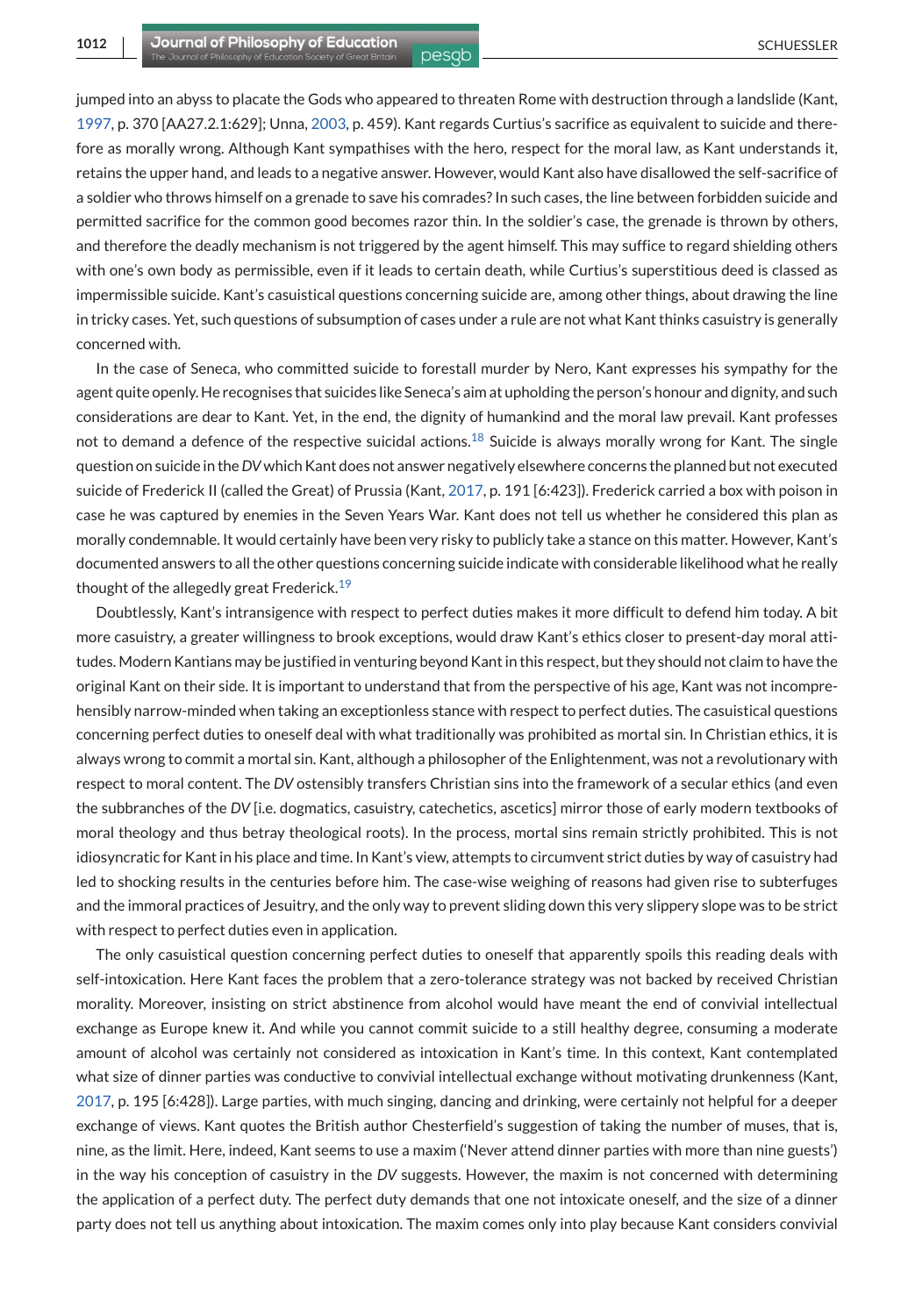jumped into an abyss to placate the Gods who appeared to threaten Rome with destruction through a landslide (Kant, 1997, p. 370 [AA27.2.1:629]; Unna, 2003, p. 459). Kant regards Curtius's sacrifice as equivalent to suicide and therefore as morally wrong. Although Kant sympathises with the hero, respect for the moral law, as Kant understands it, retains the upper hand, and leads to a negative answer. However, would Kant also have disallowed the self-sacrifice of a soldier who throws himself on a grenade to save his comrades? In such cases, the line between forbidden suicide and permitted sacrifice for the common good becomes razor thin. In the soldier's case, the grenade is thrown by others, and therefore the deadly mechanism is not triggered by the agent himself. This may suffice to regard shielding others with one's own body as permissible, even if it leads to certain death, while Curtius's superstitious deed is classed as impermissible suicide. Kant's casuistical questions concerning suicide are, among other things, about drawing the line in tricky cases. Yet, such questions of subsumption of cases under a rule are not what Kant thinks casuistry is generally concerned with.

In the case of Seneca, who committed suicide to forestall murder by Nero, Kant expresses his sympathy for the agent quite openly. He recognises that suicides like Seneca's aim at upholding the person's honour and dignity, and such considerations are dear to Kant. Yet, in the end, the dignity of humankind and the moral law prevail. Kant professes not to demand a defence of the respective suicidal actions.[18] Suicide is always morally wrong for Kant. The single question on suicide in the *DV* which Kant does not answer negatively elsewhere concerns the planned but not executed suicide of Frederick II (called the Great) of Prussia (Kant, 2017, p. 191 [6:423]). Frederick carried a box with poison in case he was captured by enemies in the Seven Years War. Kant does not tell us whether he considered this plan as morally condemnable. It would certainly have been very risky to publicly take a stance on this matter. However, Kant's documented answers to all the other questions concerning suicide indicate with considerable likelihood what he really thought of the allegedly great Frederick.[19]

Doubtlessly, Kant's intransigence with respect to perfect duties makes it more difficult to defend him today. A bit more casuistry, a greater willingness to brook exceptions, would draw Kant's ethics closer to present-day moral attitudes. Modern Kantians may be justified in venturing beyond Kant in this respect, but they should not claim to have the original Kant on their side. It is important to understand that from the perspective of his age, Kant was not incomprehensibly narrow-minded when taking an exceptionless stance with respect to perfect duties. The casuistical questions concerning perfect duties to oneself deal with what traditionally was prohibited as mortal sin. In Christian ethics, it is always wrong to commit a mortal sin. Kant, although a philosopher of the Enlightenment, was not a revolutionary with respect to moral content. The *DV* ostensibly transfers Christian sins into the framework of a secular ethics (and even the subbranches of the *DV* [i.e. dogmatics, casuistry, catechetics, ascetics] mirror those of early modern textbooks of moral theology and thus betray theological roots). In the process, mortal sins remain strictly prohibited. This is not idiosyncratic for Kant in his place and time. In Kant's view, attempts to circumvent strict duties by way of casuistry had led to shocking results in the centuries before him. The case-wise weighing of reasons had given rise to subterfuges and the immoral practices of Jesuitry, and the only way to prevent sliding down this very slippery slope was to be strict with respect to perfect duties even in application.

The only casuistical question concerning perfect duties to oneself that apparently spoils this reading deals with self-intoxication. Here Kant faces the problem that a zero-tolerance strategy was not backed by received Christian morality. Moreover, insisting on strict abstinence from alcohol would have meant the end of convivial intellectual exchange as Europe knew it. And while you cannot commit suicide to a still healthy degree, consuming a moderate amount of alcohol was certainly not considered as intoxication in Kant's time. In this context, Kant contemplated what size of dinner parties was conductive to convivial intellectual exchange without motivating drunkenness (Kant, 2017, p. 195 [6:428]). Large parties, with much singing, dancing and drinking, were certainly not helpful for a deeper exchange of views. Kant quotes the British author Chesterfield's suggestion of taking the number of muses, that is, nine, as the limit. Here, indeed, Kant seems to use a maxim ('Never attend dinner parties with more than nine guests') in the way his conception of casuistry in the *DV* suggests. However, the maxim is not concerned with determining the application of a perfect duty. The perfect duty demands that one not intoxicate oneself, and the size of a dinner party does not tell us anything about intoxication. The maxim comes only into play because Kant considers convivial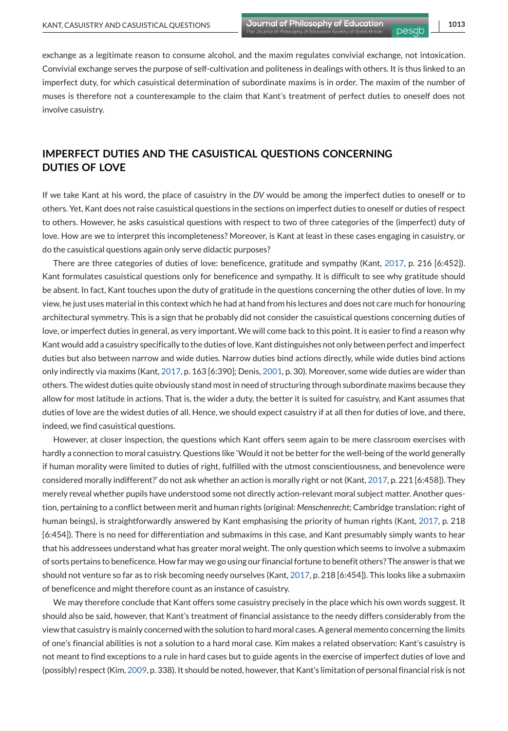exchange as a legitimate reason to consume alcohol, and the maxim regulates convivial exchange, not intoxication. Convivial exchange serves the purpose of self-cultivation and politeness in dealings with others. It is thus linked to an imperfect duty, for which casuistical determination of subordinate maxims is in order. The maxim of the number of muses is therefore not a counterexample to the claim that Kant's treatment of perfect duties to oneself does not involve casuistry.

## IMPERFECT DUTIES AND THE CASUISTICAL QUESTIONS CONCERNING DUTIES OF LOVE

If we take Kant at his word, the place of casuistry in the *DV* would be among the imperfect duties to oneself or to others. Yet, Kant does not raise casuistical questions in the sections on imperfect duties to oneself or duties of respect to others. However, he asks casuistical questions with respect to two of three categories of the (imperfect) duty of love. How are we to interpret this incompleteness? Moreover, is Kant at least in these cases engaging in casuistry, or do the casuistical questions again only serve didactic purposes?

There are three categories of duties of love: beneficence, gratitude and sympathy (Kant, 2017, p. 216 [6:452]). Kant formulates casuistical questions only for beneficence and sympathy. It is difficult to see why gratitude should be absent. In fact, Kant touches upon the duty of gratitude in the questions concerning the other duties of love. In my view, he just uses material in this context which he had at hand from his lectures and does not care much for honouring architectural symmetry. This is a sign that he probably did not consider the casuistical questions concerning duties of love, or imperfect duties in general, as very important. We will come back to this point. It is easier to find a reason why Kant would add a casuistry specifically to the duties of love. Kant distinguishes not only between perfect and imperfect duties but also between narrow and wide duties. Narrow duties bind actions directly, while wide duties bind actions only indirectly via maxims (Kant, 2017, p. 163 [6:390]; Denis, 2001, p. 30). Moreover, some wide duties are wider than others. The widest duties quite obviously stand most in need of structuring through subordinate maxims because they allow for most latitude in actions. That is, the wider a duty, the better it is suited for casuistry, and Kant assumes that duties of love are the widest duties of all. Hence, we should expect casuistry if at all then for duties of love, and there, indeed, we find casuistical questions.

However, at closer inspection, the questions which Kant offers seem again to be mere classroom exercises with hardly a connection to moral casuistry. Questions like 'Would it not be better for the well-being of the world generally if human morality were limited to duties of right, fulfilled with the utmost conscientiousness, and benevolence were considered morally indifferent?' do not ask whether an action is morally right or not (Kant, 2017, p. 221 [6:458]). They merely reveal whether pupils have understood some not directly action-relevant moral subject matter. Another question, pertaining to a conflict between merit and human rights (original: *Menschenrecht*; Cambridge translation: right of human beings), is straightforwardly answered by Kant emphasising the priority of human rights (Kant, 2017, p. 218 [6:454]). There is no need for differentiation and submaxims in this case, and Kant presumably simply wants to hear that his addressees understand what has greater moral weight. The only question which seems to involve a submaxim of sorts pertains to beneficence. How far may we go using our financial fortune to benefit others? The answer is that we should not venture so far as to risk becoming needy ourselves (Kant, 2017, p. 218 [6:454]). This looks like a submaxim of beneficence and might therefore count as an instance of casuistry.

We may therefore conclude that Kant offers some casuistry precisely in the place which his own words suggest. It should also be said, however, that Kant's treatment of financial assistance to the needy differs considerably from the view that casuistry is mainly concerned with the solution to hard moral cases. A general memento concerning the limits of one's financial abilities is not a solution to a hard moral case. Kim makes a related observation: Kant's casuistry is not meant to find exceptions to a rule in hard cases but to guide agents in the exercise of imperfect duties of love and (possibly) respect (Kim, 2009, p. 338). It should be noted, however, that Kant's limitation of personal financial risk is not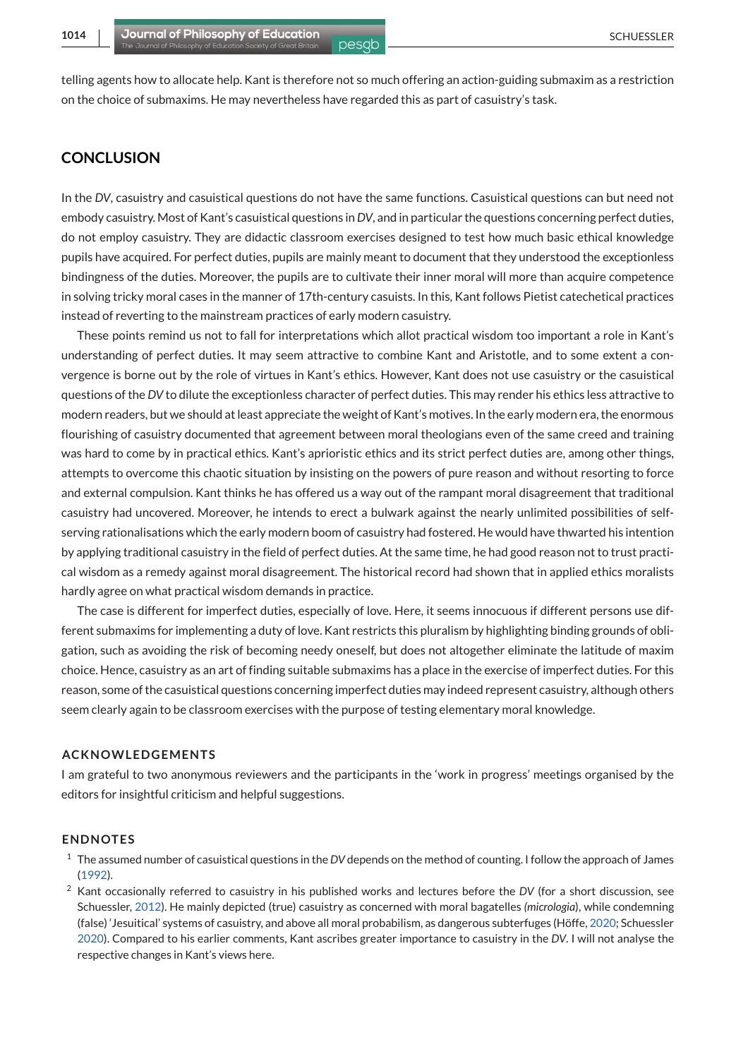telling agents how to allocate help. Kant is therefore not so much offering an action-guiding submaxim as a restriction on the choice of submaxims. He may nevertheless have regarded this as part of casuistry's task.

## CONCLUSION

In the *DV*, casuistry and casuistical questions do not have the same functions. Casuistical questions can but need not embody casuistry. Most of Kant's casuistical questions in *DV*, and in particular the questions concerning perfect duties, do not employ casuistry. They are didactic classroom exercises designed to test how much basic ethical knowledge pupils have acquired. For perfect duties, pupils are mainly meant to document that they understood the exceptionless bindingness of the duties. Moreover, the pupils are to cultivate their inner moral will more than acquire competence in solving tricky moral cases in the manner of 17th-century casuists. In this, Kant follows Pietist catechetical practices instead of reverting to the mainstream practices of early modern casuistry.

These points remind us not to fall for interpretations which allot practical wisdom too important a role in Kant's understanding of perfect duties. It may seem attractive to combine Kant and Aristotle, and to some extent a convergence is borne out by the role of virtues in Kant's ethics. However, Kant does not use casuistry or the casuistical questions of the *DV* to dilute the exceptionless character of perfect duties. This may render his ethics less attractive to modern readers, but we should at least appreciate the weight of Kant's motives. In the early modern era, the enormous flourishing of casuistry documented that agreement between moral theologians even of the same creed and training was hard to come by in practical ethics. Kant's aprioristic ethics and its strict perfect duties are, among other things, attempts to overcome this chaotic situation by insisting on the powers of pure reason and without resorting to force and external compulsion. Kant thinks he has offered us a way out of the rampant moral disagreement that traditional casuistry had uncovered. Moreover, he intends to erect a bulwark against the nearly unlimited possibilities of self-serving rationalisations which the early modern boom of casuistry had fostered. He would have thwarted his intention by applying traditional casuistry in the field of perfect duties. At the same time, he had good reason not to trust practical wisdom as a remedy against moral disagreement. The historical record had shown that in applied ethics moralists hardly agree on what practical wisdom demands in practice.

The case is different for imperfect duties, especially of love. Here, it seems innocuous if different persons use different submaxims for implementing a duty of love. Kant restricts this pluralism by highlighting binding grounds of obligation, such as avoiding the risk of becoming needy oneself, but does not altogether eliminate the latitude of maxim choice. Hence, casuistry as an art of finding suitable submaxims has a place in the exercise of imperfect duties. For this reason, some of the casuistical questions concerning imperfect duties may indeed represent casuistry, although others seem clearly again to be classroom exercises with the purpose of testing elementary moral knowledge.

### ACKNOWLEDGEMENTS

I am grateful to two anonymous reviewers and the participants in the 'work in progress' meetings organised by the editors for insightful criticism and helpful suggestions.

### ENDNOTES

[1] The assumed number of casuistical questions in the *DV* depends on the method of counting. I follow the approach of James (1992).

[2] Kant occasionally referred to casuistry in his published works and lectures before the *DV* (for a short discussion, see Schuessler, 2012). He mainly depicted (true) casuistry as concerned with moral bagatelles (*micrologia*), while condemning (false) 'Jesuitical' systems of casuistry, and above all moral probabilism, as dangerous subterfuges (Höffe, 2020; Schuessler 2020). Compared to his earlier comments, Kant ascribes greater importance to casuistry in the *DV*. I will not analyse the respective changes in Kant's views here.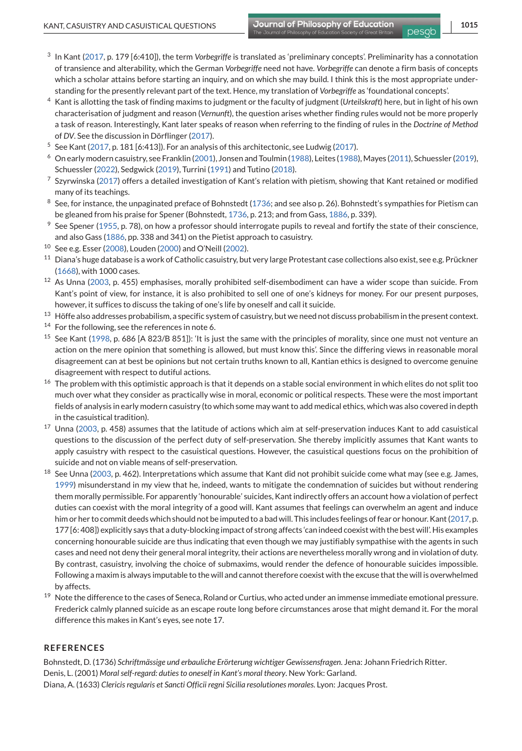[3] In Kant (2017, p. 179 [6:410]), the term *Vorbegriffe* is translated as 'preliminary concepts'. Preliminarity has a connotation of transience and alterability, which the German *Vorbegriffe* need not have. *Vorbegriffe* can denote a firm basis of concepts which a scholar attains before starting an inquiry, and on which she may build. I think this is the most appropriate understanding for the presently relevant part of the text. Hence, my translation of *Vorbegriffe* as 'foundational concepts'.

[4] Kant is allotting the task of finding maxims to judgment or the faculty of judgment (*Urteilskraft*) here, but in light of his own characterisation of judgment and reason (*Vernunft*), the question arises whether finding rules would not be more properly a task of reason. Interestingly, Kant later speaks of reason when referring to the finding of rules in the *Doctrine of Method* of *DV*. See the discussion in Dörflinger (2017).

[5] See Kant (2017, p. 181 [6:413]). For an analysis of this architectonic, see Ludwig (2017).

[6] On early modern casuistry, see Franklin (2001), Jonsen and Toulmin (1988), Leites (1988), Mayes (2011), Schuessler (2019), Schuessler (2022), Sedgwick (2019), Turrini (1991) and Tutino (2018).

[7] Szyrwinska (2017) offers a detailed investigation of Kant's relation with pietism, showing that Kant retained or modified many of its teachings.

[8] See, for instance, the unpaginated preface of Bohnstedt (1736; and see also p. 26). Bohnstedt's sympathies for Pietism can be gleaned from his praise for Spener (Bohnstedt, 1736, p. 213; and from Gass, 1886, p. 339).

[9] See Spener (1955, p. 78), on how a professor should interrogate pupils to reveal and fortify the state of their conscience, and also Gass (1886, pp. 338 and 341) on the Pietist approach to casuistry.

[10] See e.g. Esser (2008), Louden (2000) and O'Neill (2002).

[11] Diana's huge database is a work of Catholic casuistry, but very large Protestant case collections also exist, see e.g. Prückner (1668), with 1000 cases.

[12] As Unna (2003, p. 455) emphasises, morally prohibited self-disembodiment can have a wider scope than suicide. From Kant's point of view, for instance, it is also prohibited to sell one of one's kidneys for money. For our present purposes, however, it suffices to discuss the taking of one's life by oneself and call it suicide.

[13] Höffe also addresses probabilism, a specific system of casuistry, but we need not discuss probabilism in the present context.

[14] For the following, see the references in note 6.

[15] See Kant (1998, p. 686 [A 823/B 851]): 'It is just the same with the principles of morality, since one must not venture an action on the mere opinion that something is allowed, but must know this'. Since the differing views in reasonable moral disagreement can at best be opinions but not certain truths known to all, Kantian ethics is designed to overcome genuine disagreement with respect to dutiful actions.

[16] The problem with this optimistic approach is that it depends on a stable social environment in which elites do not split too much over what they consider as practically wise in moral, economic or political respects. These were the most important fields of analysis in early modern casuistry (to which some may want to add medical ethics, which was also covered in depth in the casuistical tradition).

[17] Unna (2003, p. 458) assumes that the latitude of actions which aim at self-preservation induces Kant to add casuistical questions to the discussion of the perfect duty of self-preservation. She thereby implicitly assumes that Kant wants to apply casuistry with respect to the casuistical questions. However, the casuistical questions focus on the prohibition of suicide and not on viable means of self-preservation.

[18] See Unna (2003, p. 462). Interpretations which assume that Kant did not prohibit suicide come what may (see e.g. James, 1999) misunderstand in my view that he, indeed, wants to mitigate the condemnation of suicides but without rendering them morally permissible. For apparently 'honourable' suicides, Kant indirectly offers an account how a violation of perfect duties can coexist with the moral integrity of a good will. Kant assumes that feelings can overwhelm an agent and induce him or her to commit deeds which should not be imputed to a bad will. This includes feelings of fear or honour. Kant (2017, p. 177 [6: 408]) explicitly says that a duty-blocking impact of strong affects 'can indeed coexist with the best will'. His examples concerning honourable suicide are thus indicating that even though we may justifiably sympathise with the agents in such cases and need not deny their general moral integrity, their actions are nevertheless morally wrong and in violation of duty. By contrast, casuistry, involving the choice of submaxims, would render the defence of honourable suicides impossible. Following a maxim is always imputable to the will and cannot therefore coexist with the excuse that the will is overwhelmed by affects.

[19] Note the difference to the cases of Seneca, Roland or Curtius, who acted under an immense immediate emotional pressure. Frederick calmly planned suicide as an escape route long before circumstances arose that might demand it. For the moral difference this makes in Kant's eyes, see note 17.

## REFERENCES

Bohnstedt, D. (1736) *Schriftmässige und erbauliche Erörterung wichtiger Gewissensfragen*. Jena: Johann Friedrich Ritter.

Denis, L. (2001) *Moral self-regard: duties to oneself in Kant's moral theory*. New York: Garland.

Diana, A. (1633) *Clericis regularis et Sancti Officii regni Sicilia resolutiones morales*. Lyon: Jacques Prost.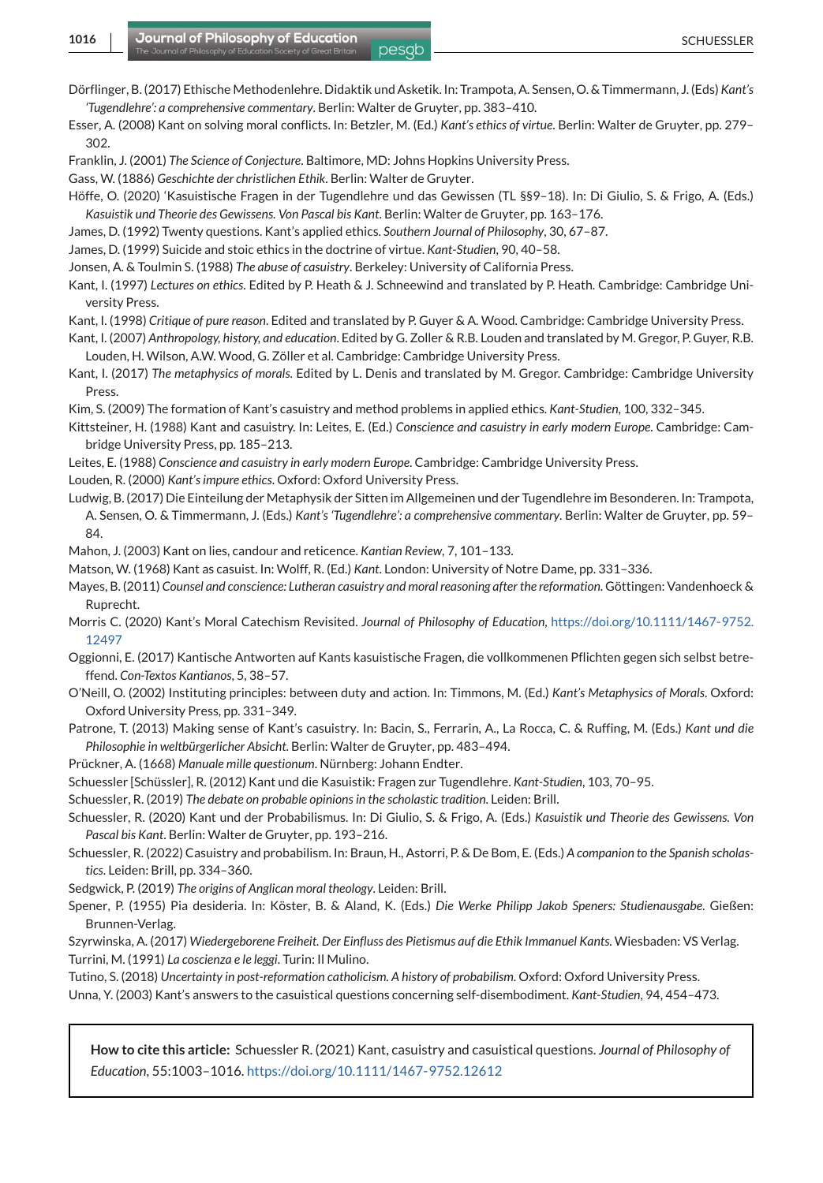Dörflinger, B. (2017) Ethische Methodenlehre. Didaktik und Asketik. In: Trampota, A. Sensen, O. & Timmermann, J. (Eds) *Kant's 'Tugendlehre': a comprehensive commentary*. Berlin: Walter de Gruyter, pp. 383–410.

Esser, A. (2008) Kant on solving moral conflicts. In: Betzler, M. (Ed.) *Kant's ethics of virtue*. Berlin: Walter de Gruyter, pp. 279–302.

Franklin, J. (2001) *The Science of Conjecture*. Baltimore, MD: Johns Hopkins University Press.

Gass, W. (1886) *Geschichte der christlichen Ethik*. Berlin: Walter de Gruyter.

Höffe, O. (2020) 'Kasuistische Fragen in der Tugendlehre und das Gewissen (TL §§9–18). In: Di Giulio, S. & Frigo, A. (Eds.) *Kasuistik und Theorie des Gewissens. Von Pascal bis Kant*. Berlin: Walter de Gruyter, pp. 163–176.

James, D. (1992) Twenty questions. Kant's applied ethics. *Southern Journal of Philosophy*, 30, 67–87.

James, D. (1999) Suicide and stoic ethics in the doctrine of virtue. *Kant-Studien*, 90, 40–58.

Jonsen, A. & Toulmin S. (1988) *The abuse of casuistry*. Berkeley: University of California Press.

Kant, I. (1997) *Lectures on ethics*. Edited by P. Heath & J. Schneewind and translated by P. Heath. Cambridge: Cambridge University Press.

Kant, I. (1998) *Critique of pure reason*. Edited and translated by P. Guyer & A. Wood. Cambridge: Cambridge University Press.

Kant, I. (2007) *Anthropology, history, and education*. Edited by G. Zoller & R.B. Louden and translated by M. Gregor, P. Guyer, R.B. Louden, H. Wilson, A.W. Wood, G. Zöller et al. Cambridge: Cambridge University Press.

Kant, I. (2017) *The metaphysics of morals*. Edited by L. Denis and translated by M. Gregor. Cambridge: Cambridge University Press.

Kim, S. (2009) The formation of Kant's casuistry and method problems in applied ethics. *Kant-Studien*, 100, 332–345.

Kittsteiner, H. (1988) Kant and casuistry. In: Leites, E. (Ed.) *Conscience and casuistry in early modern Europe*. Cambridge: Cambridge University Press, pp. 185–213.

Leites, E. (1988) *Conscience and casuistry in early modern Europe*. Cambridge: Cambridge University Press.

Louden, R. (2000) *Kant's impure ethics*. Oxford: Oxford University Press.

Ludwig, B. (2017) Die Einteilung der Metaphysik der Sitten im Allgemeinen und der Tugendlehre im Besonderen. In: Trampota, A. Sensen, O. & Timmermann, J. (Eds.) *Kant's 'Tugendlehre': a comprehensive commentary*. Berlin: Walter de Gruyter, pp. 59–84.

Mahon, J. (2003) Kant on lies, candour and reticence. *Kantian Review*, 7, 101–133.

Matson, W. (1968) Kant as casuist. In: Wolff, R. (Ed.) *Kant*. London: University of Notre Dame, pp. 331–336.

Mayes, B. (2011) *Counsel and conscience: Lutheran casuistry and moral reasoning after the reformation*. Göttingen: Vandenhoeck & Ruprecht.

Morris C. (2020) Kant's Moral Catechism Revisited. *Journal of Philosophy of Education*, https://doi.org/10.1111/1467-9752.12497

Oggionni, E. (2017) Kantische Antworten auf Kants kasuistische Fragen, die vollkommenen Pflichten gegen sich selbst betreffend. *Con-Textos Kantianos*, 5, 38–57.

O'Neill, O. (2002) Instituting principles: between duty and action. In: Timmons, M. (Ed.) *Kant's Metaphysics of Morals*. Oxford: Oxford University Press, pp. 331–349.

Patrone, T. (2013) Making sense of Kant's casuistry. In: Bacin, S., Ferrarin, A., La Rocca, C. & Ruffing, M. (Eds.) *Kant und die Philosophie in weltbürgerlicher Absicht*. Berlin: Walter de Gruyter, pp. 483–494.

Prückner, A. (1668) *Manuale mille questionum*. Nürnberg: Johann Endter.

Schuessler [Schüssler], R. (2012) Kant und die Kasuistik: Fragen zur Tugendlehre. *Kant-Studien*, 103, 70–95.

Schuessler, R. (2019) *The debate on probable opinions in the scholastic tradition*. Leiden: Brill.

Schuessler, R. (2020) Kant und der Probabilismus. In: Di Giulio, S. & Frigo, A. (Eds.) *Kasuistik und Theorie des Gewissens. Von Pascal bis Kant*. Berlin: Walter de Gruyter, pp. 193–216.

Schuessler, R. (2022) Casuistry and probabilism. In: Braun, H., Astorri, P. & De Bom, E. (Eds.) *A companion to the Spanish scholastics*. Leiden: Brill, pp. 334–360.

Sedgwick, P. (2019) *The origins of Anglican moral theology*. Leiden: Brill.

Spener, P. (1955) Pia desideria. In: Köster, B. & Aland, K. (Eds.) *Die Werke Philipp Jakob Speners: Studienausgabe*. Gießen: Brunnen-Verlag.

Szyrwinska, A. (2017) *Wiedergeborene Freiheit. Der Einfluss des Pietismus auf die Ethik Immanuel Kants*. Wiesbaden: VS Verlag.

Turrini, M. (1991) *La coscienza e le leggi*. Turin: Il Mulino.

Tutino, S. (2018) *Uncertainty in post-reformation catholicism. A history of probabilism*. Oxford: Oxford University Press.

Unna, Y. (2003) Kant's answers to the casuistical questions concerning self-disembodiment. *Kant-Studien*, 94, 454–473.

**How to cite this article:** Schuessler R. (2021) Kant, casuistry and casuistical questions. *Journal of Philosophy of Education*, 55:1003–1016. https://doi.org/10.1111/1467-9752.12612